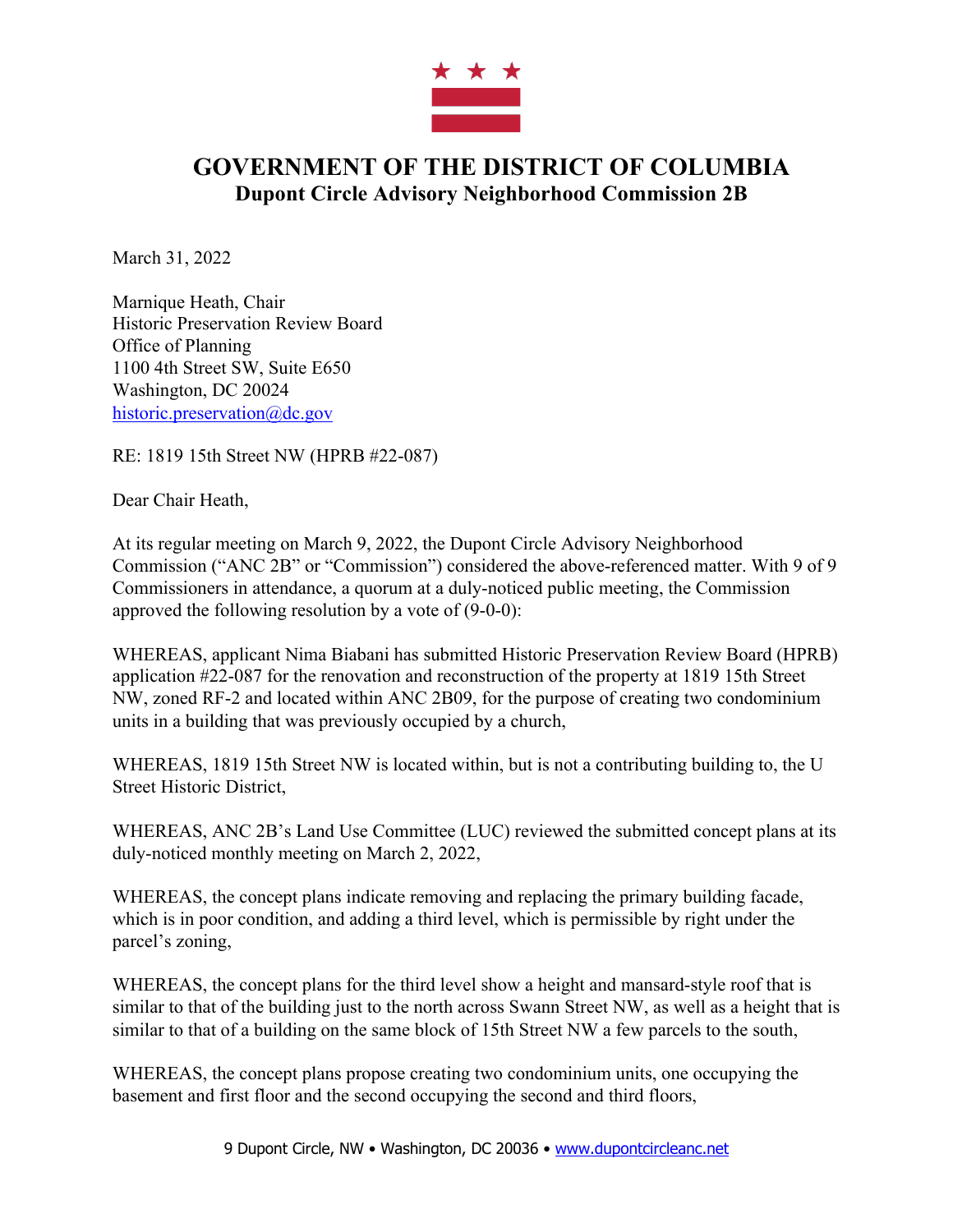# GOVERNMENT OF THE DISTRICT OF COLUMBIA

## Dupont Circle Advisory Neighborhood Commission 2B

March 31, 2022

Marnique Heath, Chair
Historic Preservation Review Board
Office of Planning
1100 4th Street SW, Suite E650
Washington, DC 20024
historic.preservation@dc.gov

RE: 1819 15th Street NW (HPRB #22-087)

Dear Chair Heath,

At its regular meeting on March 9, 2022, the Dupont Circle Advisory Neighborhood Commission ("ANC 2B" or "Commission") considered the above-referenced matter. With 9 of 9 Commissioners in attendance, a quorum at a duly-noticed public meeting, the Commission approved the following resolution by a vote of (9-0-0):

WHEREAS, applicant Nima Biabani has submitted Historic Preservation Review Board (HPRB) application #22-087 for the renovation and reconstruction of the property at 1819 15th Street NW, zoned RF-2 and located within ANC 2B09, for the purpose of creating two condominium units in a building that was previously occupied by a church,

WHEREAS, 1819 15th Street NW is located within, but is not a contributing building to, the U Street Historic District,

WHEREAS, ANC 2B's Land Use Committee (LUC) reviewed the submitted concept plans at its duly-noticed monthly meeting on March 2, 2022,

WHEREAS, the concept plans indicate removing and replacing the primary building facade, which is in poor condition, and adding a third level, which is permissible by right under the parcel's zoning,

WHEREAS, the concept plans for the third level show a height and mansard-style roof that is similar to that of the building just to the north across Swann Street NW, as well as a height that is similar to that of a building on the same block of 15th Street NW a few parcels to the south,

WHEREAS, the concept plans propose creating two condominium units, one occupying the basement and first floor and the second occupying the second and third floors,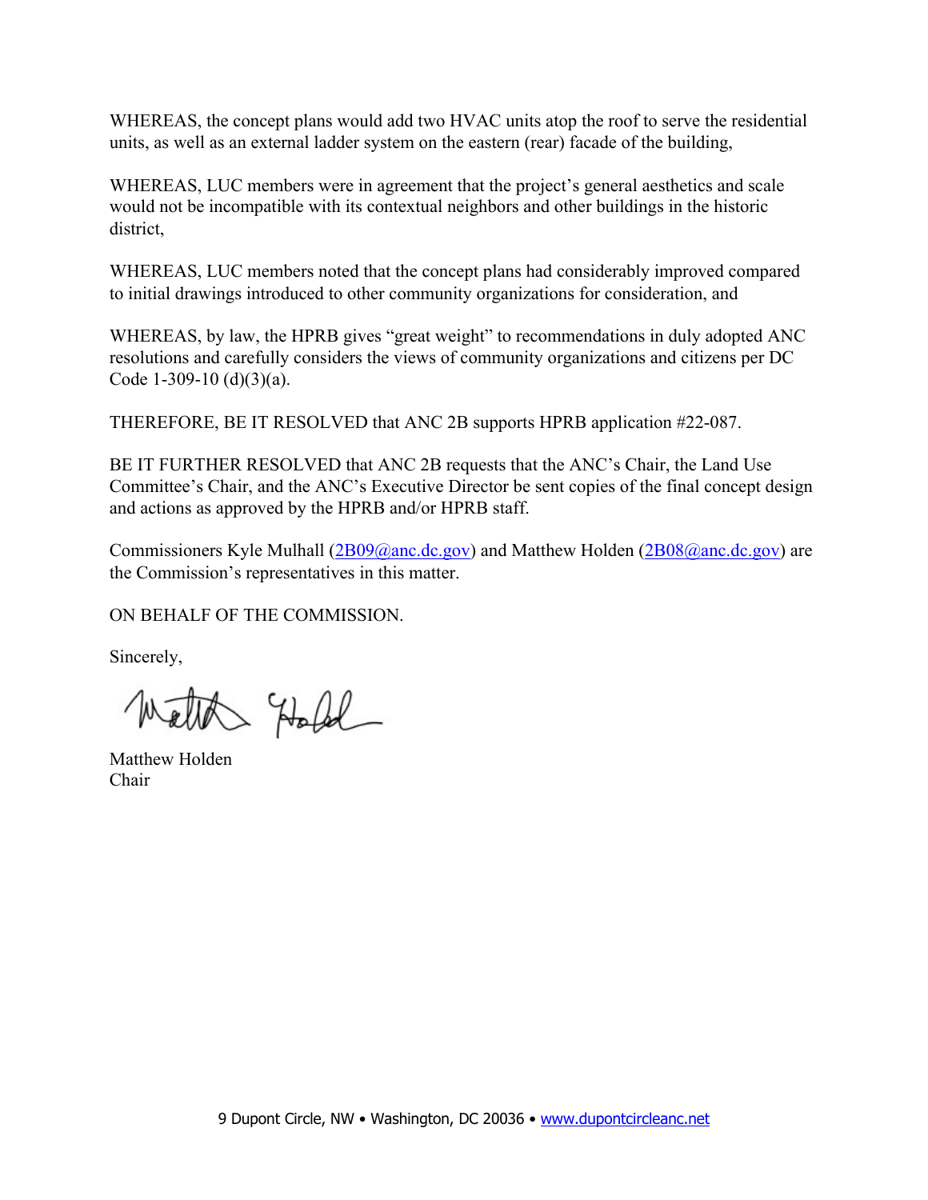WHEREAS, the concept plans would add two HVAC units atop the roof to serve the residential units, as well as an external ladder system on the eastern (rear) facade of the building,

WHEREAS, LUC members were in agreement that the project's general aesthetics and scale would not be incompatible with its contextual neighbors and other buildings in the historic district,

WHEREAS, LUC members noted that the concept plans had considerably improved compared to initial drawings introduced to other community organizations for consideration, and

WHEREAS, by law, the HPRB gives "great weight" to recommendations in duly adopted ANC resolutions and carefully considers the views of community organizations and citizens per DC Code 1-309-10 (d)(3)(a).

THEREFORE, BE IT RESOLVED that ANC 2B supports HPRB application #22-087.

BE IT FURTHER RESOLVED that ANC 2B requests that the ANC's Chair, the Land Use Committee's Chair, and the ANC's Executive Director be sent copies of the final concept design and actions as approved by the HPRB and/or HPRB staff.

Commissioners Kyle Mulhall (2B09@anc.dc.gov) and Matthew Holden (2B08@anc.dc.gov) are the Commission's representatives in this matter.

ON BEHALF OF THE COMMISSION.

Sincerely,

Matthew Holden
Chair

9 Dupont Circle, NW • Washington, DC 20036 • www.dupontcircleanc.net